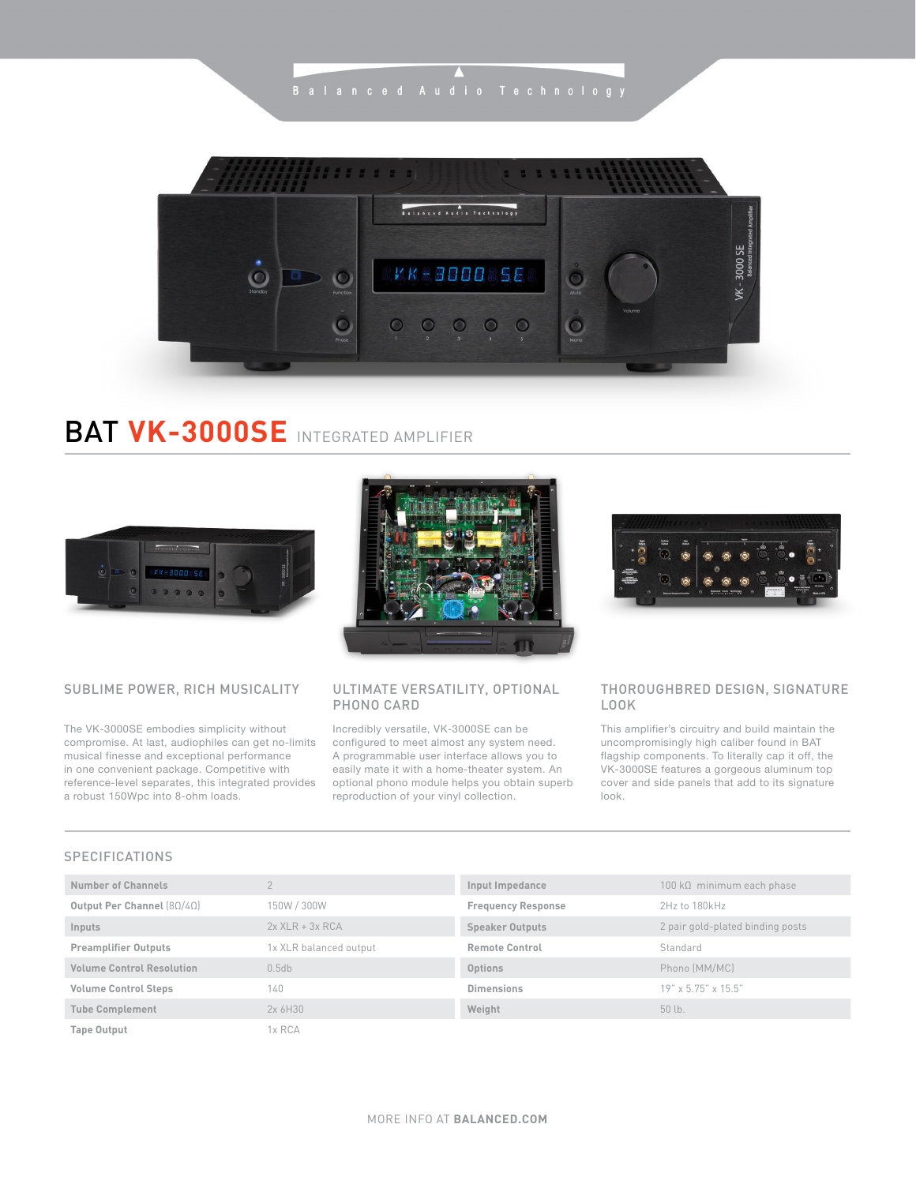Balanced Audio Technology

# BAT VK-3000SE INTEGRATED AMPLIFIER

### SUBLIME POWER, RICH MUSICALITY

The VK-3000SE embodies simplicity without compromise. At last, audiophiles can get no-limits musical finesse and exceptional performance in one convenient package. Competitive with reference-level separates, this integrated provides a robust 150Wpc into 8-ohm loads.

### ULTIMATE VERSATILITY, OPTIONAL PHONO CARD

Incredibly versatile, VK-3000SE can be configured to meet almost any system need. A programmable user interface allows you to easily mate it with a home-theater system. An optional phono module helps you obtain superb reproduction of your vinyl collection.

### THOROUGHBRED DESIGN, SIGNATURE LOOK

This amplifier's circuitry and build maintain the uncompromisingly high caliber found in BAT flagship components. To literally cap it off, the VK-3000SE features a gorgeous aluminum top cover and side panels that add to its signature look.

## SPECIFICATIONS

| Specification | Value |
| --- | --- |
| **Number of Channels** | 2 |
| **Output Per Channel** (8Ω/4Ω) | 150W / 300W |
| **Inputs** | 2x XLR + 3x RCA |
| **Preamplifier Outputs** | 1x XLR balanced output |
| **Volume Control Resolution** | 0.5db |
| **Volume Control Steps** | 140 |
| **Tube Complement** | 2x 6H30 |
| **Tape Output** | 1x RCA |
| **Input Impedance** | 100 kΩ minimum each phase |
| **Frequency Response** | 2Hz to 180kHz |
| **Speaker Outputs** | 2 pair gold-plated binding posts |
| **Remote Control** | Standard |
| **Options** | Phono (MM/MC) |
| **Dimensions** | 19" x 5.75" x 15.5" |
| **Weight** | 50 lb. |

MORE INFO AT **BALANCED.COM**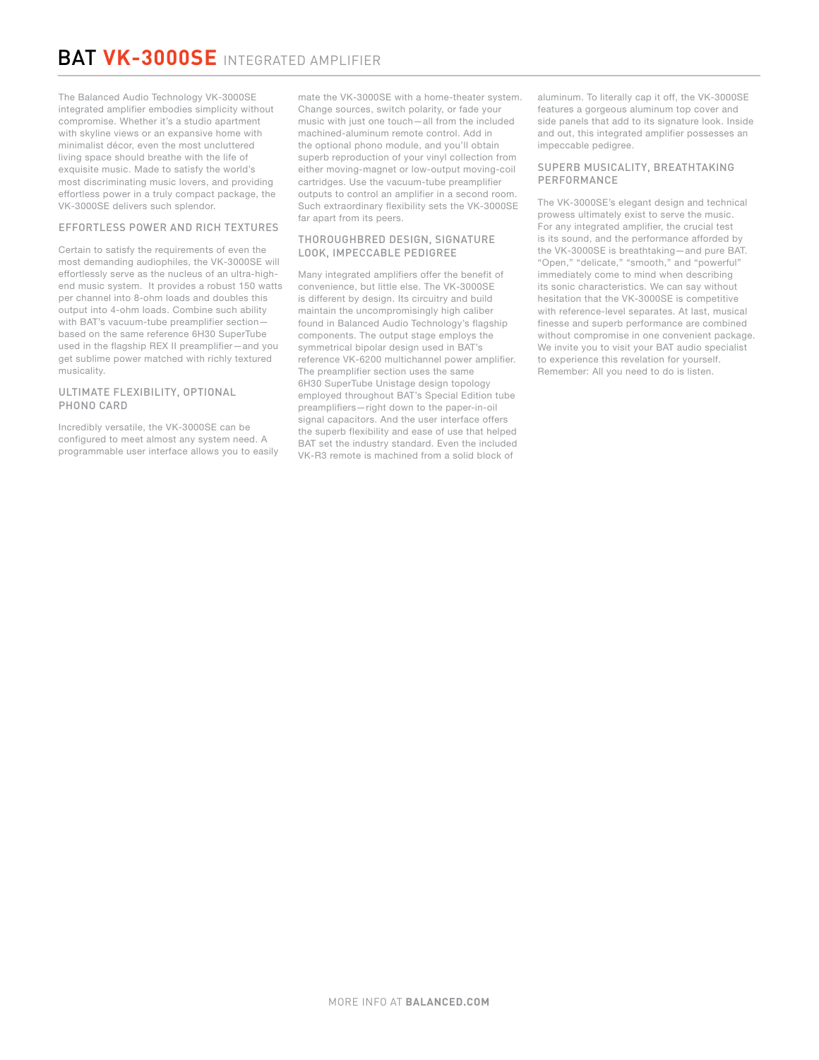# BAT **VK-3000SE** INTEGRATED AMPLIFIER

The Balanced Audio Technology VK-3000SE integrated amplifier embodies simplicity without compromise. Whether it's a studio apartment with skyline views or an expansive home with minimalist décor, even the most uncluttered living space should breathe with the life of exquisite music. Made to satisfy the world's most discriminating music lovers, and providing effortless power in a truly compact package, the VK-3000SE delivers such splendor.

## EFFORTLESS POWER AND RICH TEXTURES

Certain to satisfy the requirements of even the most demanding audiophiles, the VK-3000SE will effortlessly serve as the nucleus of an ultra-high-end music system. It provides a robust 150 watts per channel into 8-ohm loads and doubles this output into 4-ohm loads. Combine such ability with BAT's vacuum-tube preamplifier section—based on the same reference 6H30 SuperTube used in the flagship REX II preamplifier—and you get sublime power matched with richly textured musicality.

## ULTIMATE FLEXIBILITY, OPTIONAL PHONO CARD

Incredibly versatile, the VK-3000SE can be configured to meet almost any system need. A programmable user interface allows you to easily mate the VK-3000SE with a home-theater system. Change sources, switch polarity, or fade your music with just one touch—all from the included machined-aluminum remote control. Add in the optional phono module, and you'll obtain superb reproduction of your vinyl collection from either moving-magnet or low-output moving-coil cartridges. Use the vacuum-tube preamplifier outputs to control an amplifier in a second room. Such extraordinary flexibility sets the VK-3000SE far apart from its peers.

## THOROUGHBRED DESIGN, SIGNATURE LOOK, IMPECCABLE PEDIGREE

Many integrated amplifiers offer the benefit of convenience, but little else. The VK-3000SE is different by design. Its circuitry and build maintain the uncompromisingly high caliber found in Balanced Audio Technology's flagship components. The output stage employs the symmetrical bipolar design used in BAT's reference VK-6200 multichannel power amplifier. The preamplifier section uses the same 6H30 SuperTube Unistage design topology employed throughout BAT's Special Edition tube preamplifiers—right down to the paper-in-oil signal capacitors. And the user interface offers the superb flexibility and ease of use that helped BAT set the industry standard. Even the included VK-R3 remote is machined from a solid block of aluminum. To literally cap it off, the VK-3000SE features a gorgeous aluminum top cover and side panels that add to its signature look. Inside and out, this integrated amplifier possesses an impeccable pedigree.

## SUPERB MUSICALITY, BREATHTAKING PERFORMANCE

The VK-3000SE's elegant design and technical prowess ultimately exist to serve the music. For any integrated amplifier, the crucial test is its sound, and the performance afforded by the VK-3000SE is breathtaking—and pure BAT. "Open," "delicate," "smooth," and "powerful" immediately come to mind when describing its sonic characteristics. We can say without hesitation that the VK-3000SE is competitive with reference-level separates. At last, musical finesse and superb performance are combined without compromise in one convenient package. We invite you to visit your BAT audio specialist to experience this revelation for yourself. Remember: All you need to do is listen.

MORE INFO AT **BALANCED.COM**